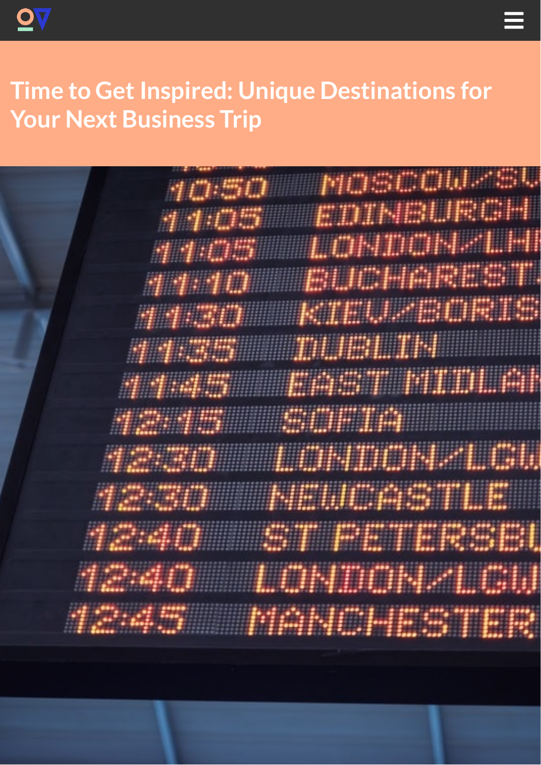# Time to Get Inspired: Unique Destinations for Your Next Business Trip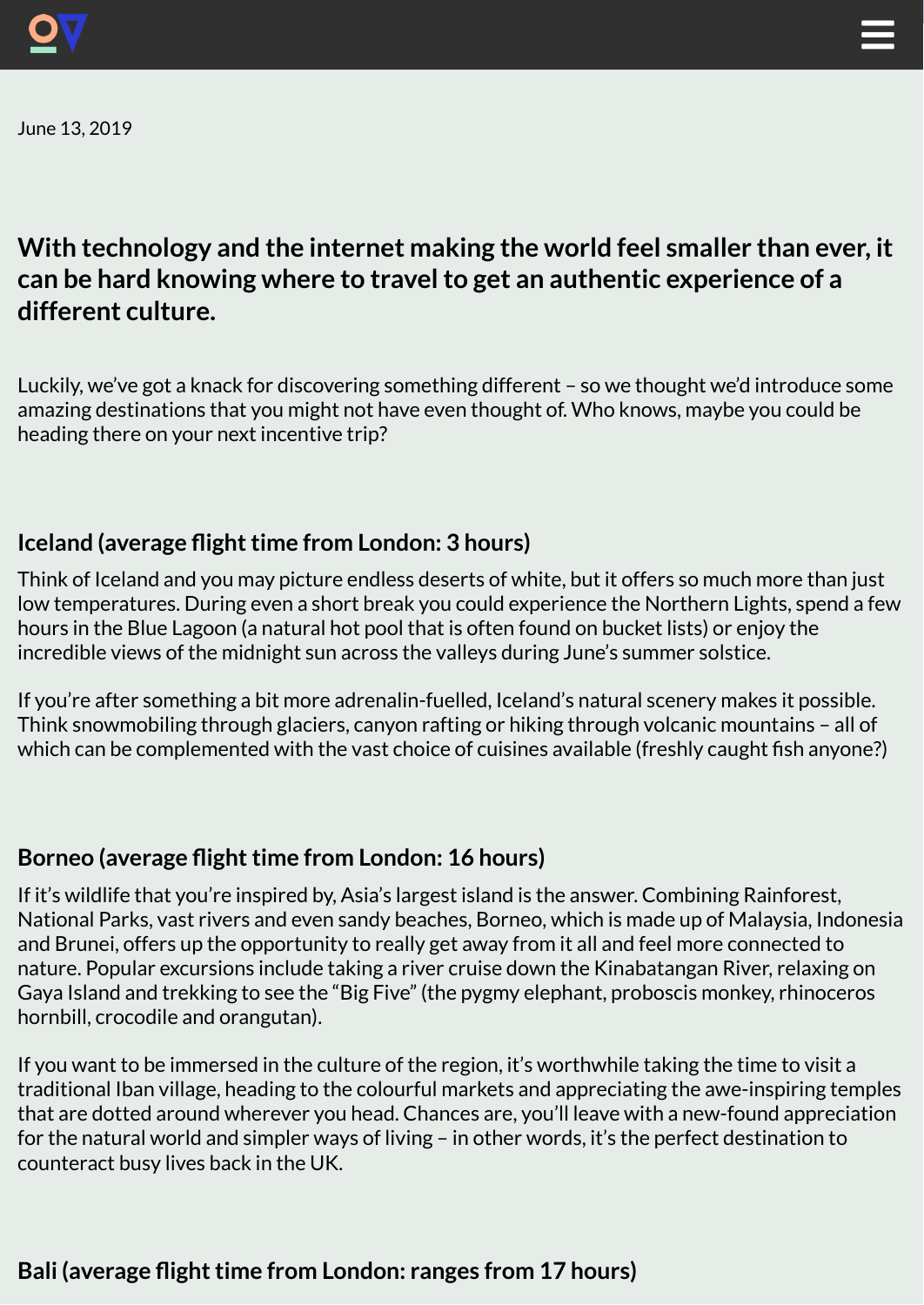June 13, 2019

## With technology and the internet making the world feel smaller than ever, it can be hard knowing where to travel to get an authentic experience of a different culture.

Luckily, we've got a knack for discovering something different – so we thought we'd introduce some amazing destinations that you might not have even thought of. Who knows, maybe you could be heading there on your next incentive trip?

### Iceland (average flight time from London: 3 hours)

Think of Iceland and you may picture endless deserts of white, but it offers so much more than just low temperatures. During even a short break you could experience the Northern Lights, spend a few hours in the Blue Lagoon (a natural hot pool that is often found on bucket lists) or enjoy the incredible views of the midnight sun across the valleys during June's summer solstice.

If you're after something a bit more adrenalin-fuelled, Iceland's natural scenery makes it possible. Think snowmobiling through glaciers, canyon rafting or hiking through volcanic mountains – all of which can be complemented with the vast choice of cuisines available (freshly caught fish anyone?)

### Borneo (average flight time from London: 16 hours)

If it's wildlife that you're inspired by, Asia's largest island is the answer. Combining Rainforest, National Parks, vast rivers and even sandy beaches, Borneo, which is made up of Malaysia, Indonesia and Brunei, offers up the opportunity to really get away from it all and feel more connected to nature. Popular excursions include taking a river cruise down the Kinabatangan River, relaxing on Gaya Island and trekking to see the "Big Five" (the pygmy elephant, proboscis monkey, rhinoceros hornbill, crocodile and orangutan).

If you want to be immersed in the culture of the region, it's worthwhile taking the time to visit a traditional Iban village, heading to the colourful markets and appreciating the awe-inspiring temples that are dotted around wherever you head. Chances are, you'll leave with a new-found appreciation for the natural world and simpler ways of living – in other words, it's the perfect destination to counteract busy lives back in the UK.

### Bali (average flight time from London: ranges from 17 hours)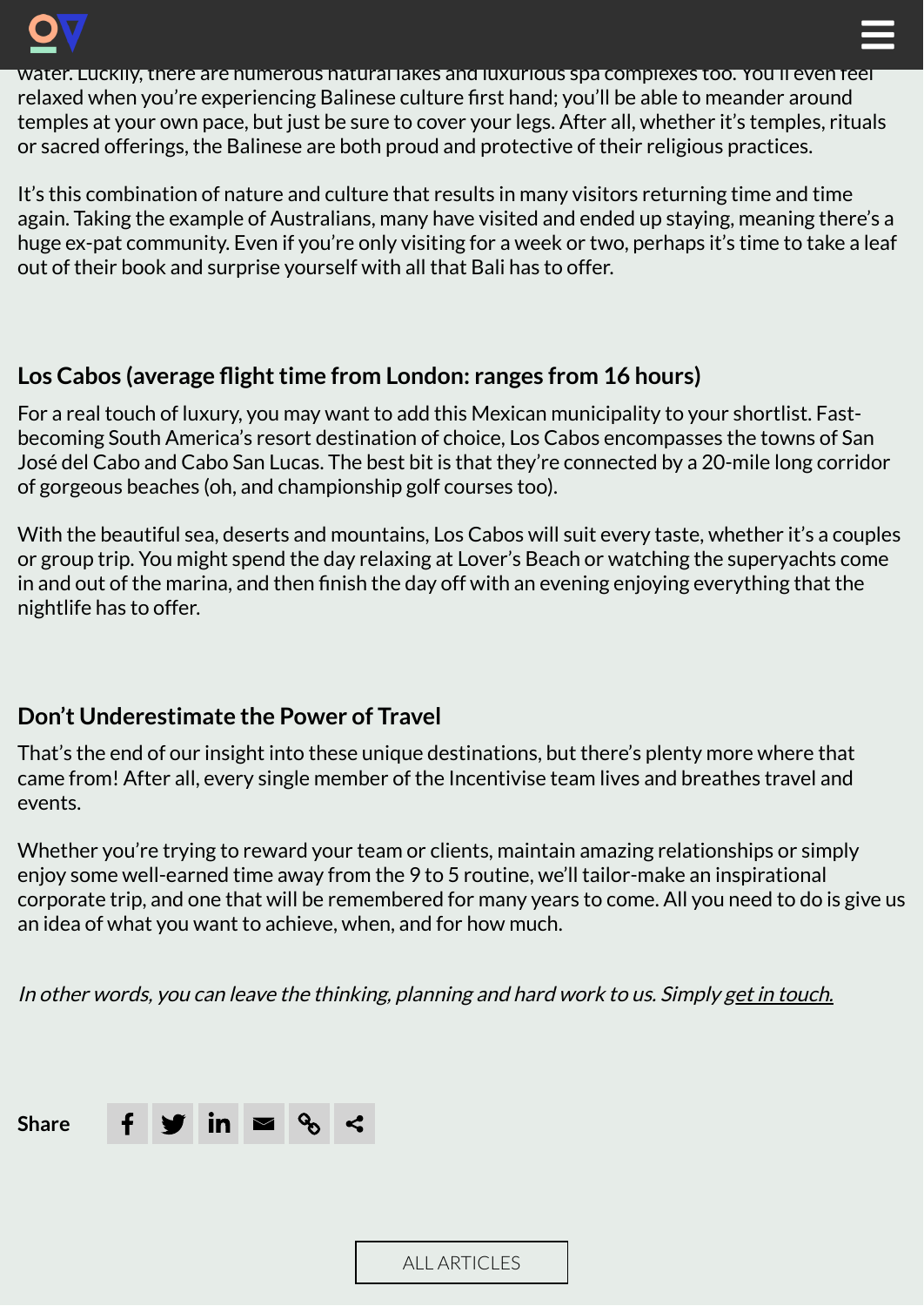water. Luckily, there are numerous natural lakes and luxurious spa complexes too. You'll even feel relaxed when you're experiencing Balinese culture first hand; you'll be able to meander around temples at your own pace, but just be sure to cover your legs. After all, whether it's temples, rituals or sacred offerings, the Balinese are both proud and protective of their religious practices.

It's this combination of nature and culture that results in many visitors returning time and time again. Taking the example of Australians, many have visited and ended up staying, meaning there's a huge ex-pat community. Even if you're only visiting for a week or two, perhaps it's time to take a leaf out of their book and surprise yourself with all that Bali has to offer.

### Los Cabos (average flight time from London: ranges from 16 hours)

For a real touch of luxury, you may want to add this Mexican municipality to your shortlist. Fast-becoming South America's resort destination of choice, Los Cabos encompasses the towns of San José del Cabo and Cabo San Lucas. The best bit is that they're connected by a 20-mile long corridor of gorgeous beaches (oh, and championship golf courses too).

With the beautiful sea, deserts and mountains, Los Cabos will suit every taste, whether it's a couples or group trip. You might spend the day relaxing at Lover's Beach or watching the superyachts come in and out of the marina, and then finish the day off with an evening enjoying everything that the nightlife has to offer.

### Don't Underestimate the Power of Travel

That's the end of our insight into these unique destinations, but there's plenty more where that came from! After all, every single member of the Incentivise team lives and breathes travel and events.

Whether you're trying to reward your team or clients, maintain amazing relationships or simply enjoy some well-earned time away from the 9 to 5 routine, we'll tailor-make an inspirational corporate trip, and one that will be remembered for many years to come. All you need to do is give us an idea of what you want to achieve, when, and for how much.

*In other words, you can leave the thinking, planning and hard work to us. Simply get in touch.*

**Share**

ALL ARTICLES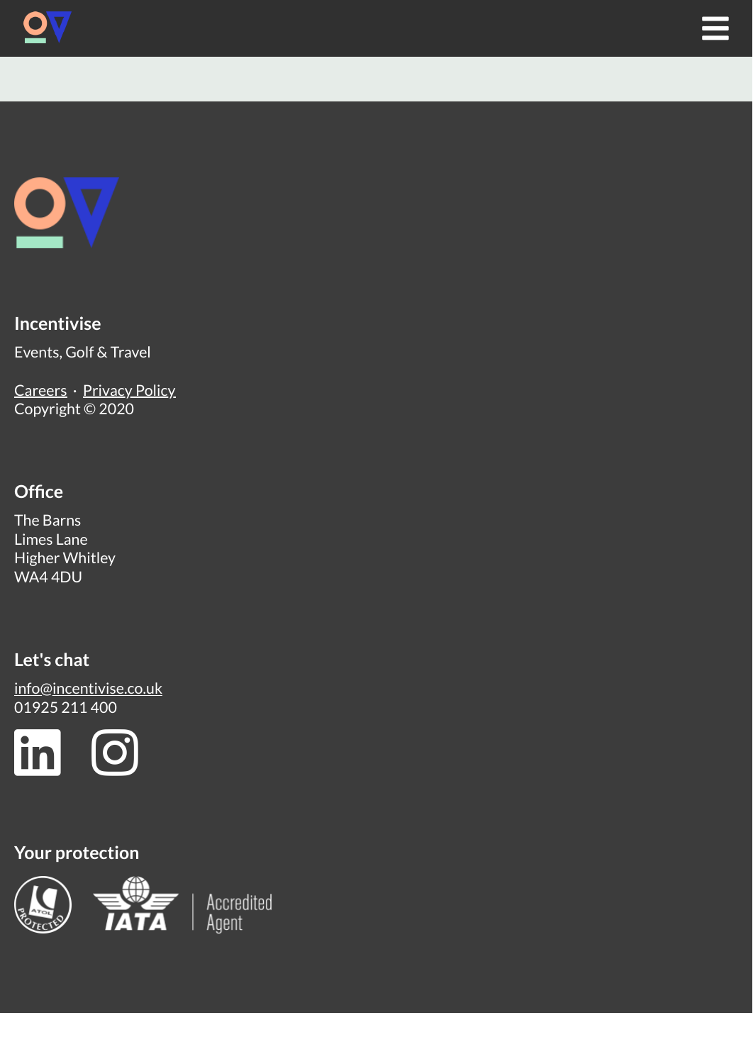### Incentivise

Events, Golf & Travel

Careers · Privacy Policy
Copyright © 2020

### Office

The Barns
Limes Lane
Higher Whitley
WA4 4DU

### Let's chat

info@incentivise.co.uk
01925 211 400

### Your protection

Accredited Agent